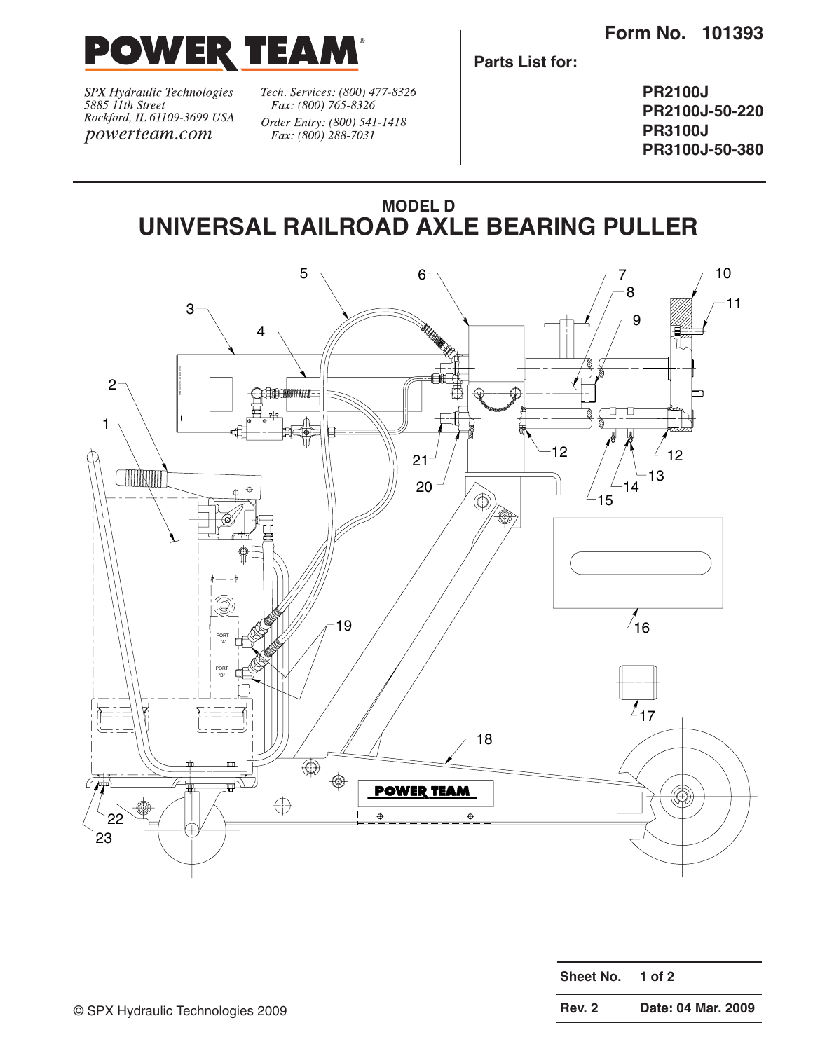# POWER TEAM®

*SPX Hydraulic Technologies*
*5885 11th Street*
*Rockford, IL 61109-3699 USA*
*powerteam.com*

*Tech. Services: (800) 477-8326*
*Fax: (800) 765-8326*
*Order Entry: (800) 541-1418*
*Fax: (800) 288-7031*

**Form No. 101393**

**Parts List for:**

**PR2100J**
**PR2100J-50-220**
**PR3100J**
**PR3100J-50-380**

## MODEL D
## UNIVERSAL RAILROAD AXLE BEARING PULLER

1 2 3 4 5 6 7 8 9 10 11 12 13 14 15 16 17 18 19 20 21 22 23

PORT "A"

PORT "B"

POWER TEAM

| Sheet No. | 1 of 2 |
|---|---|
| Rev. 2 | Date: 04 Mar. 2009 |

© SPX Hydraulic Technologies 2009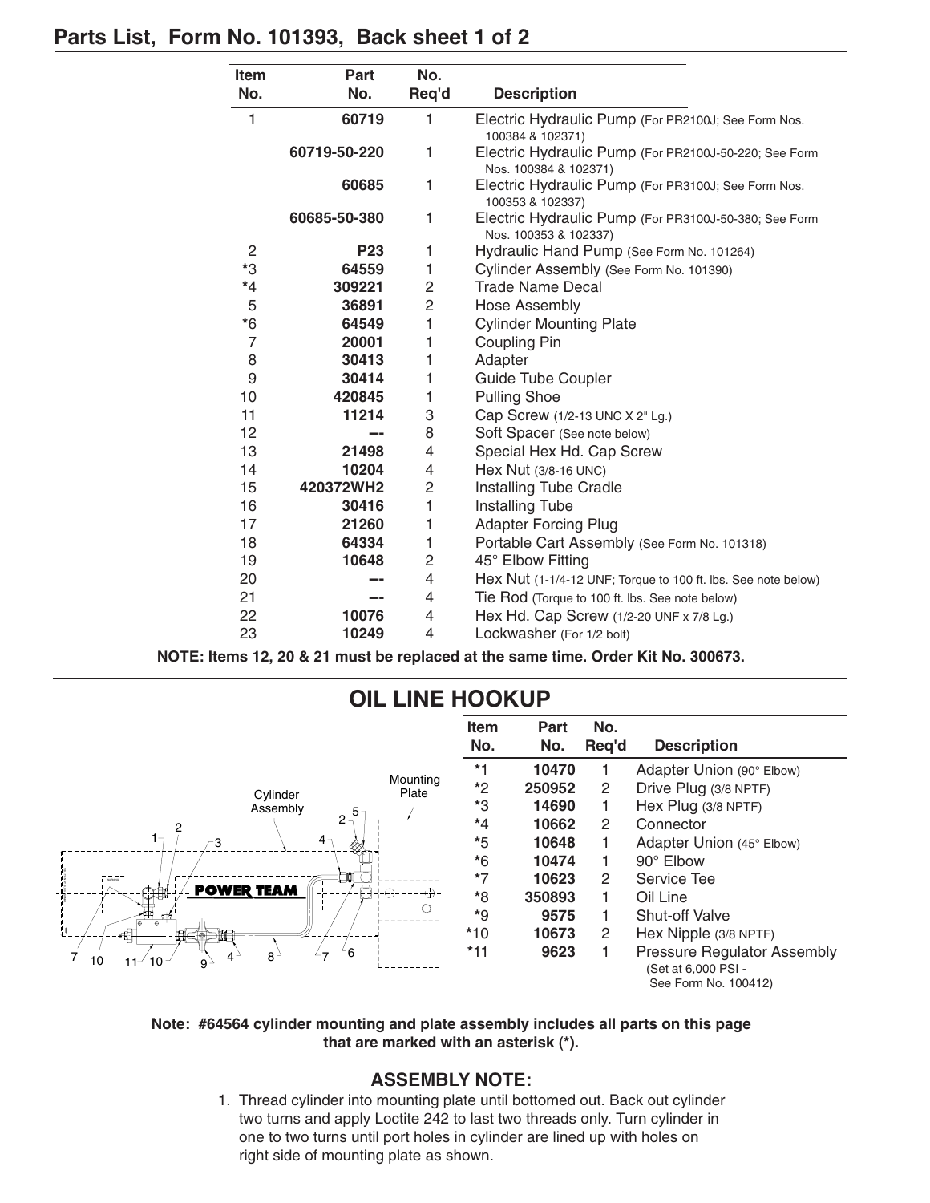## Parts List, Form No. 101393, Back sheet 1 of 2

| Item No. | Part No. | No. Req'd | Description |
|---|---|---|---|
| 1 | 60719 | 1 | Electric Hydraulic Pump (For PR2100J; See Form Nos. 100384 & 102371) |
| | 60719-50-220 | 1 | Electric Hydraulic Pump (For PR2100J-50-220; See Form Nos. 100384 & 102371) |
| | 60685 | 1 | Electric Hydraulic Pump (For PR3100J; See Form Nos. 100353 & 102337) |
| | 60685-50-380 | 1 | Electric Hydraulic Pump (For PR3100J-50-380; See Form Nos. 100353 & 102337) |
| 2 | P23 | 1 | Hydraulic Hand Pump (See Form No. 101264) |
| *3 | 64559 | 1 | Cylinder Assembly (See Form No. 101390) |
| *4 | 309221 | 2 | Trade Name Decal |
| 5 | 36891 | 2 | Hose Assembly |
| *6 | 64549 | 1 | Cylinder Mounting Plate |
| 7 | 20001 | 1 | Coupling Pin |
| 8 | 30413 | 1 | Adapter |
| 9 | 30414 | 1 | Guide Tube Coupler |
| 10 | 420845 | 1 | Pulling Shoe |
| 11 | 11214 | 3 | Cap Screw (1/2-13 UNC X 2" Lg.) |
| 12 | --- | 8 | Soft Spacer (See note below) |
| 13 | 21498 | 4 | Special Hex Hd. Cap Screw |
| 14 | 10204 | 4 | Hex Nut (3/8-16 UNC) |
| 15 | 420372WH2 | 2 | Installing Tube Cradle |
| 16 | 30416 | 1 | Installing Tube |
| 17 | 21260 | 1 | Adapter Forcing Plug |
| 18 | 64334 | 1 | Portable Cart Assembly (See Form No. 101318) |
| 19 | 10648 | 2 | 45° Elbow Fitting |
| 20 | --- | 4 | Hex Nut (1-1/4-12 UNF; Torque to 100 ft. lbs. See note below) |
| 21 | --- | 4 | Tie Rod (Torque to 100 ft. lbs. See note below) |
| 22 | 10076 | 4 | Hex Hd. Cap Screw (1/2-20 UNF x 7/8 Lg.) |
| 23 | 10249 | 4 | Lockwasher (For 1/2 bolt) |

**NOTE: Items 12, 20 & 21 must be replaced at the same time. Order Kit No. 300673.**

## OIL LINE HOOKUP

| Item No. | Part No. | No. Req'd | Description |
|---|---|---|---|
| *1 | 10470 | 1 | Adapter Union (90° Elbow) |
| *2 | 250952 | 2 | Drive Plug (3/8 NPTF) |
| *3 | 14690 | 1 | Hex Plug (3/8 NPTF) |
| *4 | 10662 | 2 | Connector |
| *5 | 10648 | 1 | Adapter Union (45° Elbow) |
| *6 | 10474 | 1 | 90° Elbow |
| *7 | 10623 | 2 | Service Tee |
| *8 | 350893 | 1 | Oil Line |
| *9 | 9575 | 1 | Shut-off Valve |
| *10 | 10673 | 2 | Hex Nipple (3/8 NPTF) |
| *11 | 9623 | 1 | Pressure Regulator Assembly (Set at 6,000 PSI - See Form No. 100412) |

**Note: #64564 cylinder mounting and plate assembly includes all parts on this page that are marked with an asterisk (*).**

### ASSEMBLY NOTE:

1. Thread cylinder into mounting plate until bottomed out. Back out cylinder two turns and apply Loctite 242 to last two threads only. Turn cylinder in one to two turns until port holes in cylinder are lined up with holes on right side of mounting plate as shown.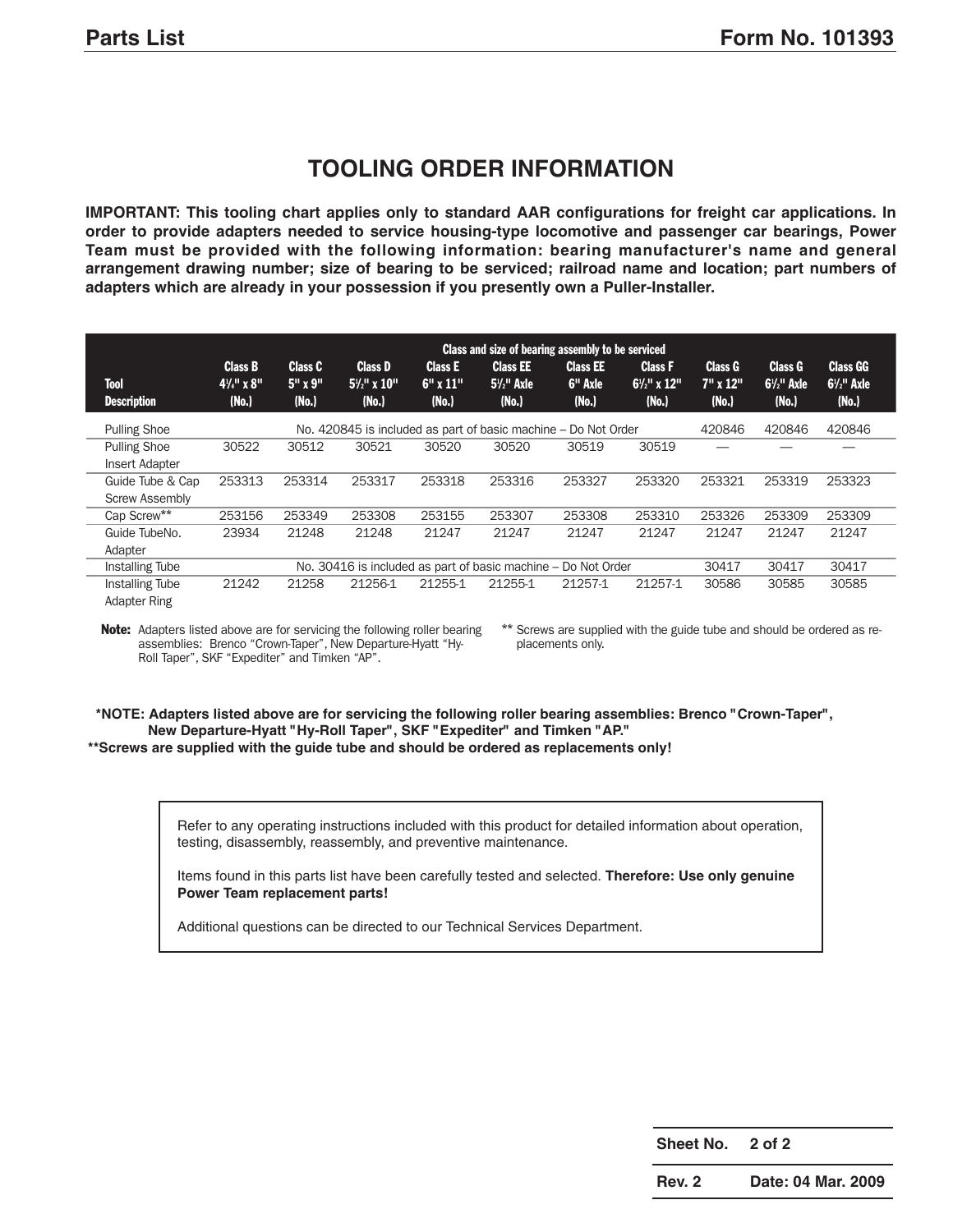# TOOLING ORDER INFORMATION

**IMPORTANT: This tooling chart applies only to standard AAR configurations for freight car applications. In order to provide adapters needed to service housing-type locomotive and passenger car bearings, Power Team must be provided with the following information: bearing manufacturer's name and general arrangement drawing number; size of bearing to be serviced; railroad name and location; part numbers of adapters which are already in your possession if you presently own a Puller-Installer.**

| | Class and size of bearing assembly to be serviced | | | | | | | | | |
|---|---|---|---|---|---|---|---|---|---|---|
| Tool Description | Class B 4¼" x 8" (No.) | Class C 5" x 9" (No.) | Class D 5½" x 10" (No.) | Class E 6" x 11" (No.) | Class EE 5½" Axle (No.) | Class EE 6" Axle (No.) | Class F 6½" x 12" (No.) | Class G 7" x 12" (No.) | Class G 6½" Axle (No.) | Class GG 6½" Axle (No.) |
| Pulling Shoe | No. 420845 is included as part of basic machine – Do Not Order | | | | | | | 420846 | 420846 | 420846 |
| Pulling Shoe Insert Adapter | 30522 | 30512 | 30521 | 30520 | 30520 | 30519 | 30519 | — | — | — |
| Guide Tube & Cap Screw Assembly | 253313 | 253314 | 253317 | 253318 | 253316 | 253327 | 253320 | 253321 | 253319 | 253323 |
| Cap Screw** | 253156 | 253349 | 253308 | 253155 | 253307 | 253308 | 253310 | 253326 | 253309 | 253309 |
| Guide TubeNo. Adapter | 23934 | 21248 | 21248 | 21247 | 21247 | 21247 | 21247 | 21247 | 21247 | 21247 |
| Installing Tube | No. 30416 is included as part of basic machine – Do Not Order | | | | | | | 30417 | 30417 | 30417 |
| Installing Tube Adapter Ring | 21242 | 21258 | 21256-1 | 21255-1 | 21255-1 | 21257-1 | 21257-1 | 30586 | 30585 | 30585 |

**Note:** Adapters listed above are for servicing the following roller bearing assemblies: Brenco "Crown-Taper", New Departure-Hyatt "Hy-Roll Taper", SKF "Expediter" and Timken "AP".

** Screws are supplied with the guide tube and should be ordered as replacements only.

**\*NOTE: Adapters listed above are for servicing the following roller bearing assemblies: Brenco "Crown-Taper", New Departure-Hyatt "Hy-Roll Taper", SKF "Expediter" and Timken "AP."**

**\*\*Screws are supplied with the guide tube and should be ordered as replacements only!**

Refer to any operating instructions included with this product for detailed information about operation, testing, disassembly, reassembly, and preventive maintenance.

Items found in this parts list have been carefully tested and selected. **Therefore: Use only genuine Power Team replacement parts!**

Additional questions can be directed to our Technical Services Department.

| | |
|---|---|
| **Sheet No.** | **2 of 2** |
| **Rev. 2** | **Date: 04 Mar. 2009** |